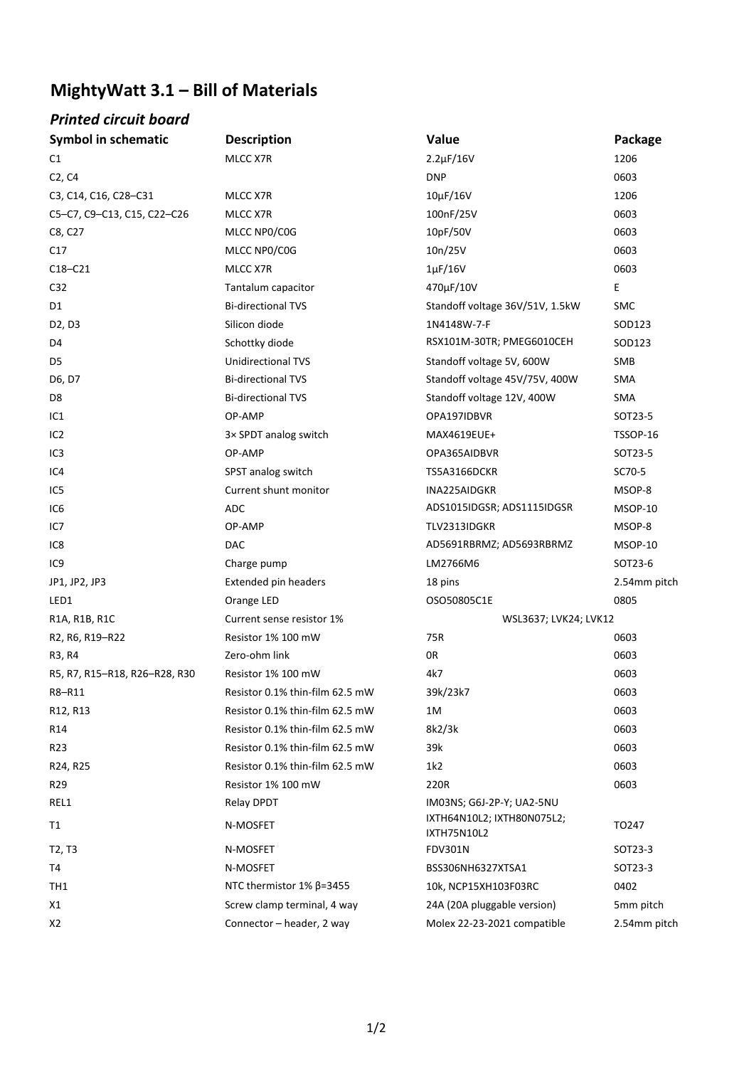# MightyWatt 3.1 – Bill of Materials

## *Printed circuit board*

| Symbol in schematic | Description | Value | Package |
|---|---|---|---|
| C1 | MLCC X7R | 2.2µF/16V | 1206 |
| C2, C4 | | DNP | 0603 |
| C3, C14, C16, C28–C31 | MLCC X7R | 10µF/16V | 1206 |
| C5–C7, C9–C13, C15, C22–C26 | MLCC X7R | 100nF/25V | 0603 |
| C8, C27 | MLCC NP0/C0G | 10pF/50V | 0603 |
| C17 | MLCC NP0/C0G | 10n/25V | 0603 |
| C18–C21 | MLCC X7R | 1µF/16V | 0603 |
| C32 | Tantalum capacitor | 470µF/10V | E |
| D1 | Bi-directional TVS | Standoff voltage 36V/51V, 1.5kW | SMC |
| D2, D3 | Silicon diode | 1N4148W-7-F | SOD123 |
| D4 | Schottky diode | RSX101M-30TR; PMEG6010CEH | SOD123 |
| D5 | Unidirectional TVS | Standoff voltage 5V, 600W | SMB |
| D6, D7 | Bi-directional TVS | Standoff voltage 45V/75V, 400W | SMA |
| D8 | Bi-directional TVS | Standoff voltage 12V, 400W | SMA |
| IC1 | OP-AMP | OPA197IDBVR | SOT23-5 |
| IC2 | 3× SPDT analog switch | MAX4619EUE+ | TSSOP-16 |
| IC3 | OP-AMP | OPA365AIDBVR | SOT23-5 |
| IC4 | SPST analog switch | TS5A3166DCKR | SC70-5 |
| IC5 | Current shunt monitor | INA225AIDGKR | MSOP-8 |
| IC6 | ADC | ADS1015IDGSR; ADS1115IDGSR | MSOP-10 |
| IC7 | OP-AMP | TLV2313IDGKR | MSOP-8 |
| IC8 | DAC | AD5691RBRMZ; AD5693RBRMZ | MSOP-10 |
| IC9 | Charge pump | LM2766M6 | SOT23-6 |
| JP1, JP2, JP3 | Extended pin headers | 18 pins | 2.54mm pitch |
| LED1 | Orange LED | OSO50805C1E | 0805 |
| R1A, R1B, R1C | Current sense resistor 1% | WSL3637; LVK24; LVK12 | |
| R2, R6, R19–R22 | Resistor 1% 100 mW | 75R | 0603 |
| R3, R4 | Zero-ohm link | 0R | 0603 |
| R5, R7, R15–R18, R26–R28, R30 | Resistor 1% 100 mW | 4k7 | 0603 |
| R8–R11 | Resistor 0.1% thin-film 62.5 mW | 39k/23k7 | 0603 |
| R12, R13 | Resistor 0.1% thin-film 62.5 mW | 1M | 0603 |
| R14 | Resistor 0.1% thin-film 62.5 mW | 8k2/3k | 0603 |
| R23 | Resistor 0.1% thin-film 62.5 mW | 39k | 0603 |
| R24, R25 | Resistor 0.1% thin-film 62.5 mW | 1k2 | 0603 |
| R29 | Resistor 1% 100 mW | 220R | 0603 |
| REL1 | Relay DPDT | IM03NS; G6J-2P-Y; UA2-5NU | |
| T1 | N-MOSFET | IXTH64N10L2; IXTH80N075L2; IXTH75N10L2 | TO247 |
| T2, T3 | N-MOSFET | FDV301N | SOT23-3 |
| T4 | N-MOSFET | BSS306NH6327XTSA1 | SOT23-3 |
| TH1 | NTC thermistor 1% β=3455 | 10k, NCP15XH103F03RC | 0402 |
| X1 | Screw clamp terminal, 4 way | 24A (20A pluggable version) | 5mm pitch |
| X2 | Connector – header, 2 way | Molex 22-23-2021 compatible | 2.54mm pitch |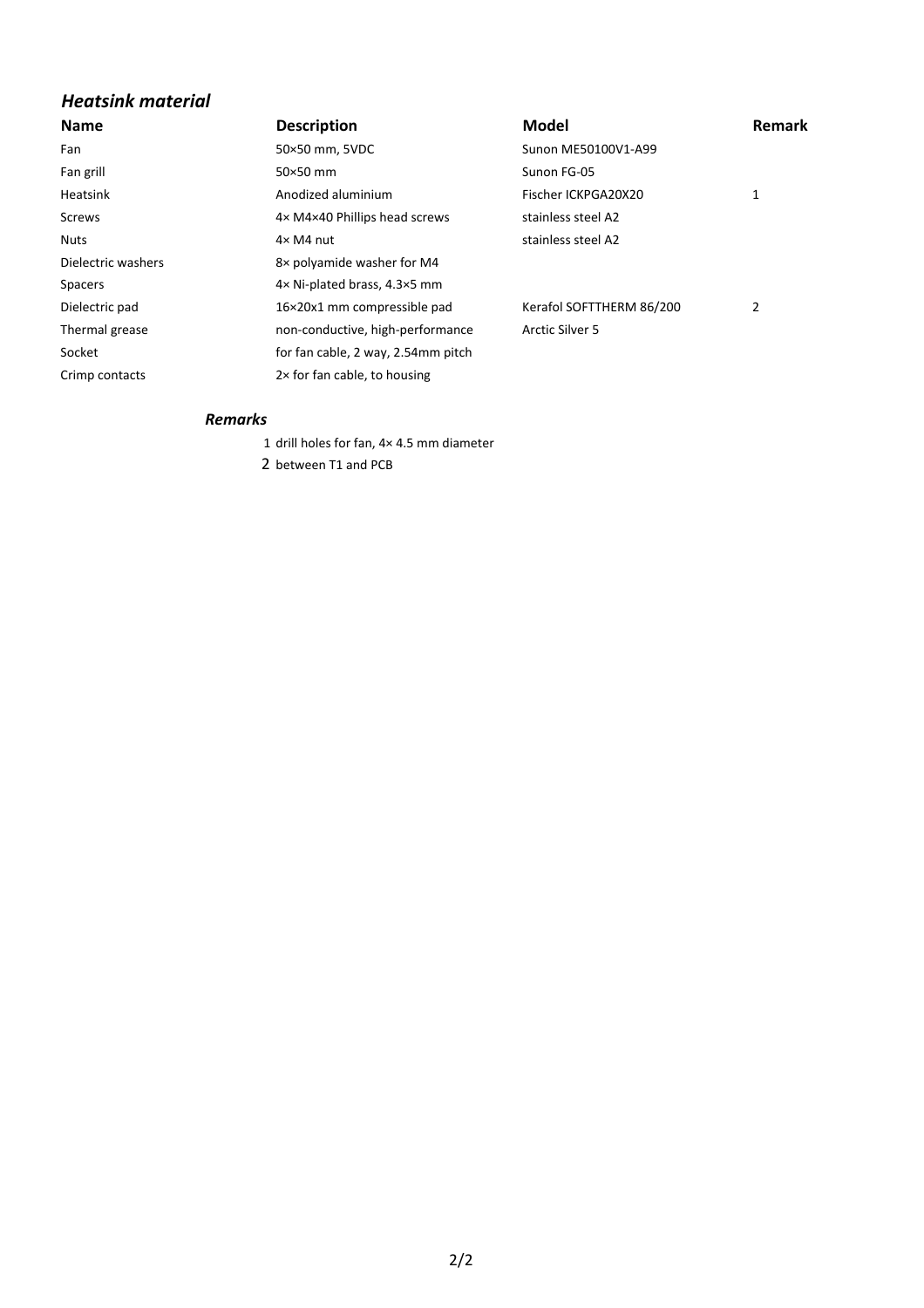## *Heatsink material*

| Name | Description | Model | Remark |
|---|---|---|---|
| Fan | 50×50 mm, 5VDC | Sunon ME50100V1-A99 | |
| Fan grill | 50×50 mm | Sunon FG-05 | |
| Heatsink | Anodized aluminium | Fischer ICKPGA20X20 | 1 |
| Screws | 4× M4×40 Phillips head screws | stainless steel A2 | |
| Nuts | 4× M4 nut | stainless steel A2 | |
| Dielectric washers | 8× polyamide washer for M4 | | |
| Spacers | 4× Ni-plated brass, 4.3×5 mm | | |
| Dielectric pad | 16×20x1 mm compressible pad | Kerafol SOFTTHERM 86/200 | 2 |
| Thermal grease | non-conductive, high-performance | Arctic Silver 5 | |
| Socket | for fan cable, 2 way, 2.54mm pitch | | |
| Crimp contacts | 2× for fan cable, to housing | | |

### *Remarks*

1 drill holes for fan, 4× 4.5 mm diameter

2 between T1 and PCB